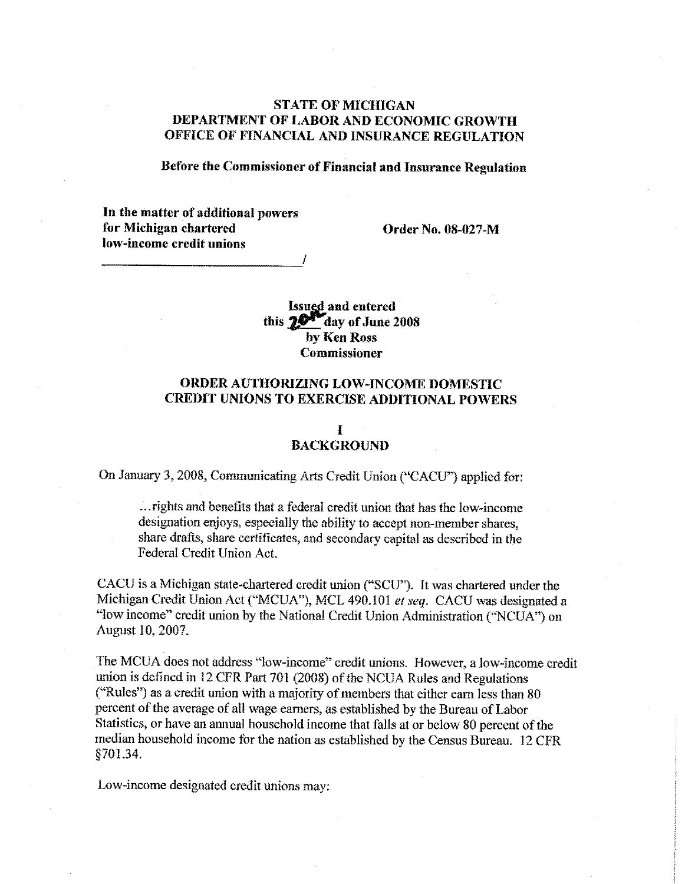**STATE OF MICHIGAN**
**DEPARTMENT OF LABOR AND ECONOMIC GROWTH**
**OFFICE OF FINANCIAL AND INSURANCE REGULATION**

**Before the Commissioner of Financial and Insurance Regulation**

**In the matter of additional powers for Michigan chartered low-income credit unions** ______________________________/

**Order No. 08-027-M**

**Issued and entered this 20th day of June 2008 by Ken Ross Commissioner**

## ORDER AUTHORIZING LOW-INCOME DOMESTIC CREDIT UNIONS TO EXERCISE ADDITIONAL POWERS

### I
### BACKGROUND

On January 3, 2008, Communicating Arts Credit Union ("CACU") applied for:

> ...rights and benefits that a federal credit union that has the low-income designation enjoys, especially the ability to accept non-member shares, share drafts, share certificates, and secondary capital as described in the Federal Credit Union Act.

CACU is a Michigan state-chartered credit union ("SCU"). It was chartered under the Michigan Credit Union Act ("MCUA"), MCL 490.101 *et seq.* CACU was designated a "low income" credit union by the National Credit Union Administration ("NCUA") on August 10, 2007.

The MCUA does not address "low-income" credit unions. However, a low-income credit union is defined in 12 CFR Part 701 (2008) of the NCUA Rules and Regulations ("Rules") as a credit union with a majority of members that either earn less than 80 percent of the average of all wage earners, as established by the Bureau of Labor Statistics, or have an annual household income that falls at or below 80 percent of the median household income for the nation as established by the Census Bureau. 12 CFR §701.34.

Low-income designated credit unions may: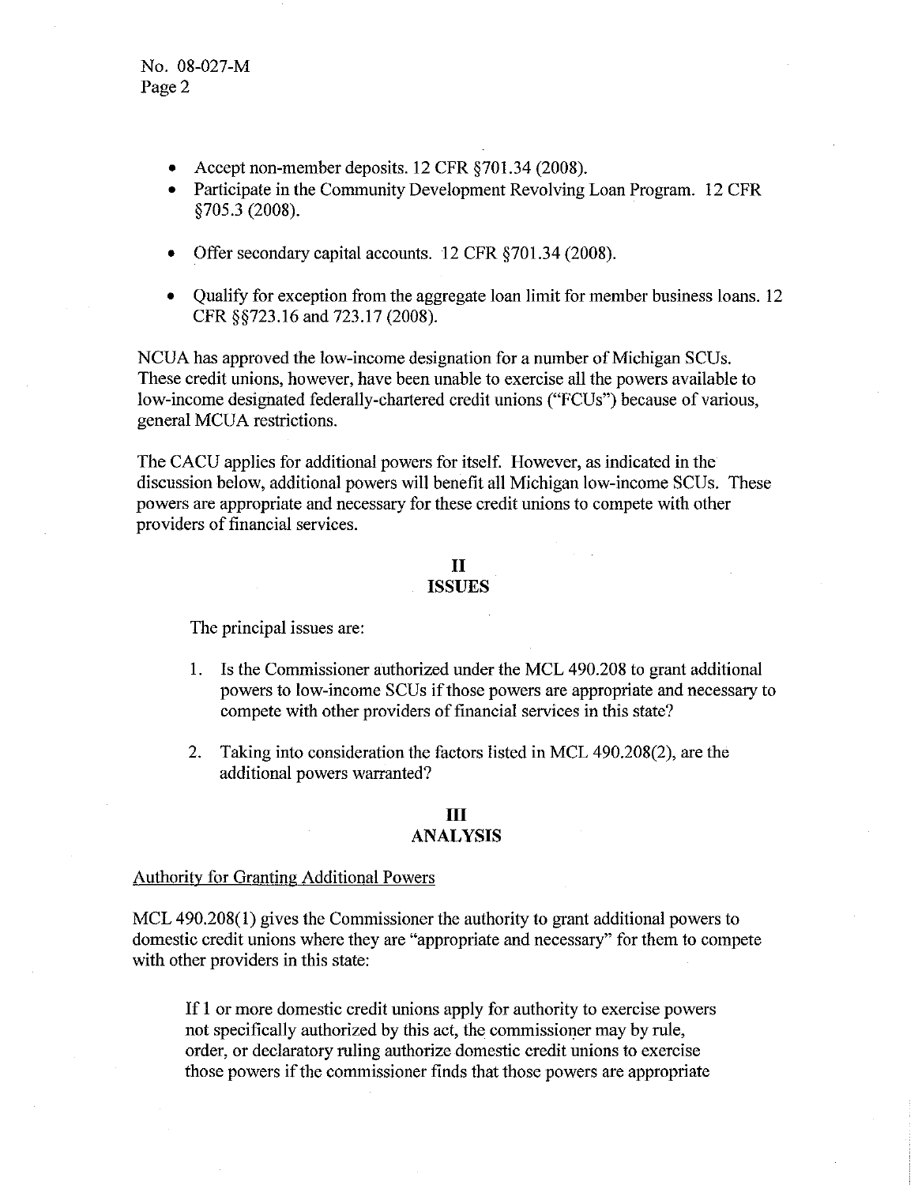- Accept non-member deposits. 12 CFR §701.34 (2008).
- Participate in the Community Development Revolving Loan Program. 12 CFR §705.3 (2008).
- Offer secondary capital accounts. 12 CFR §701.34 (2008).
- Qualify for exception from the aggregate loan limit for member business loans. 12 CFR §§723.16 and 723.17 (2008).

NCUA has approved the low-income designation for a number of Michigan SCUs. These credit unions, however, have been unable to exercise all the powers available to low-income designated federally-chartered credit unions ("FCUs") because of various, general MCUA restrictions.

The CACU applies for additional powers for itself. However, as indicated in the discussion below, additional powers will benefit all Michigan low-income SCUs. These powers are appropriate and necessary for these credit unions to compete with other providers of financial services.

## II
## ISSUES

The principal issues are:

1. Is the Commissioner authorized under the MCL 490.208 to grant additional powers to low-income SCUs if those powers are appropriate and necessary to compete with other providers of financial services in this state?

2. Taking into consideration the factors listed in MCL 490.208(2), are the additional powers warranted?

## III
## ANALYSIS

Authority for Granting Additional Powers

MCL 490.208(1) gives the Commissioner the authority to grant additional powers to domestic credit unions where they are "appropriate and necessary" for them to compete with other providers in this state:

> If 1 or more domestic credit unions apply for authority to exercise powers not specifically authorized by this act, the commissioner may by rule, order, or declaratory ruling authorize domestic credit unions to exercise those powers if the commissioner finds that those powers are appropriate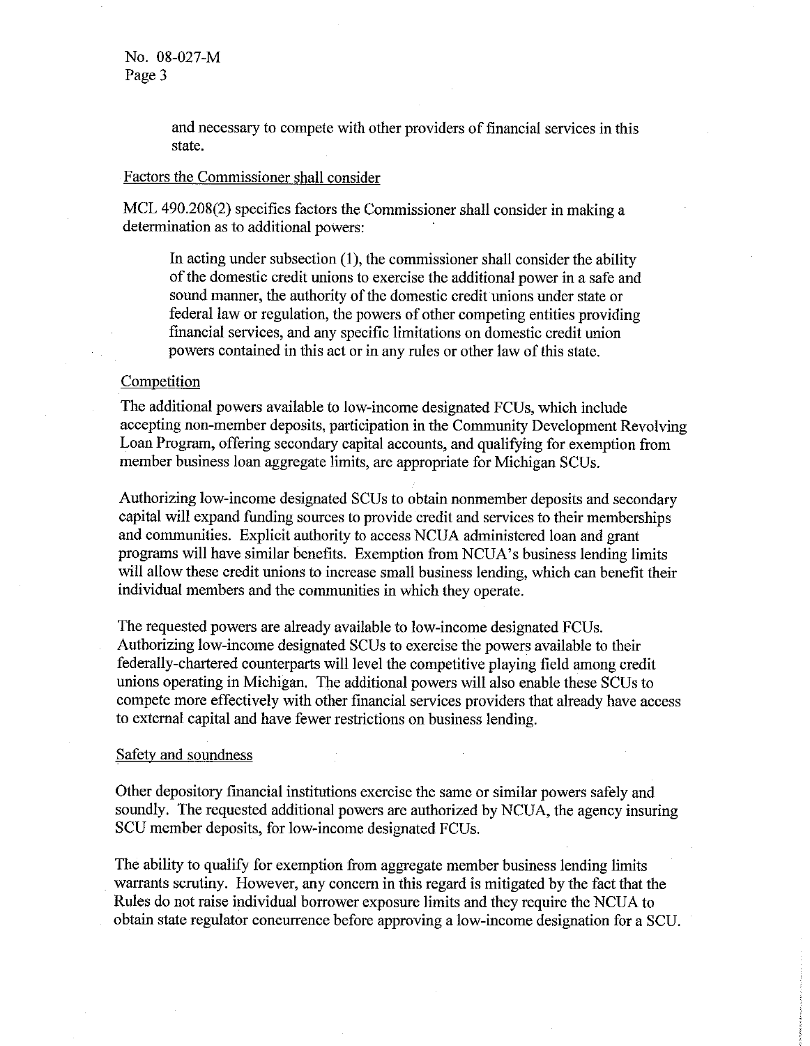and necessary to compete with other providers of financial services in this state.

Factors the Commissioner shall consider

MCL 490.208(2) specifies factors the Commissioner shall consider in making a determination as to additional powers:

> In acting under subsection (1), the commissioner shall consider the ability of the domestic credit unions to exercise the additional power in a safe and sound manner, the authority of the domestic credit unions under state or federal law or regulation, the powers of other competing entities providing financial services, and any specific limitations on domestic credit union powers contained in this act or in any rules or other law of this state.

Competition

The additional powers available to low-income designated FCUs, which include accepting non-member deposits, participation in the Community Development Revolving Loan Program, offering secondary capital accounts, and qualifying for exemption from member business loan aggregate limits, are appropriate for Michigan SCUs.

Authorizing low-income designated SCUs to obtain nonmember deposits and secondary capital will expand funding sources to provide credit and services to their memberships and communities. Explicit authority to access NCUA administered loan and grant programs will have similar benefits. Exemption from NCUA's business lending limits will allow these credit unions to increase small business lending, which can benefit their individual members and the communities in which they operate.

The requested powers are already available to low-income designated FCUs. Authorizing low-income designated SCUs to exercise the powers available to their federally-chartered counterparts will level the competitive playing field among credit unions operating in Michigan. The additional powers will also enable these SCUs to compete more effectively with other financial services providers that already have access to external capital and have fewer restrictions on business lending.

Safety and soundness

Other depository financial institutions exercise the same or similar powers safely and soundly. The requested additional powers are authorized by NCUA, the agency insuring SCU member deposits, for low-income designated FCUs.

The ability to qualify for exemption from aggregate member business lending limits warrants scrutiny. However, any concern in this regard is mitigated by the fact that the Rules do not raise individual borrower exposure limits and they require the NCUA to obtain state regulator concurrence before approving a low-income designation for a SCU.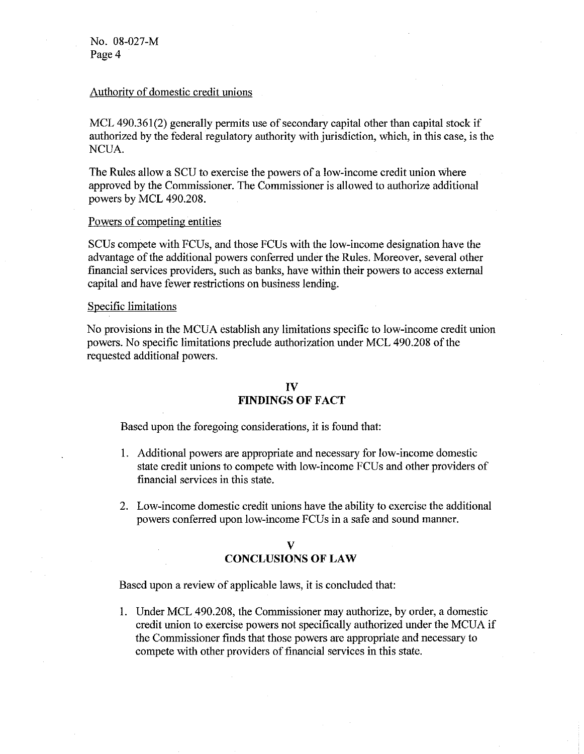Authority of domestic credit unions

MCL 490.361(2) generally permits use of secondary capital other than capital stock if authorized by the federal regulatory authority with jurisdiction, which, in this case, is the NCUA.

The Rules allow a SCU to exercise the powers of a low-income credit union where approved by the Commissioner. The Commissioner is allowed to authorize additional powers by MCL 490.208.

Powers of competing entities

SCUs compete with FCUs, and those FCUs with the low-income designation have the advantage of the additional powers conferred under the Rules. Moreover, several other financial services providers, such as banks, have within their powers to access external capital and have fewer restrictions on business lending.

Specific limitations

No provisions in the MCUA establish any limitations specific to low-income credit union powers. No specific limitations preclude authorization under MCL 490.208 of the requested additional powers.

## IV
## FINDINGS OF FACT

Based upon the foregoing considerations, it is found that:

1. Additional powers are appropriate and necessary for low-income domestic state credit unions to compete with low-income FCUs and other providers of financial services in this state.

2. Low-income domestic credit unions have the ability to exercise the additional powers conferred upon low-income FCUs in a safe and sound manner.

## V
## CONCLUSIONS OF LAW

Based upon a review of applicable laws, it is concluded that:

1. Under MCL 490.208, the Commissioner may authorize, by order, a domestic credit union to exercise powers not specifically authorized under the MCUA if the Commissioner finds that those powers are appropriate and necessary to compete with other providers of financial services in this state.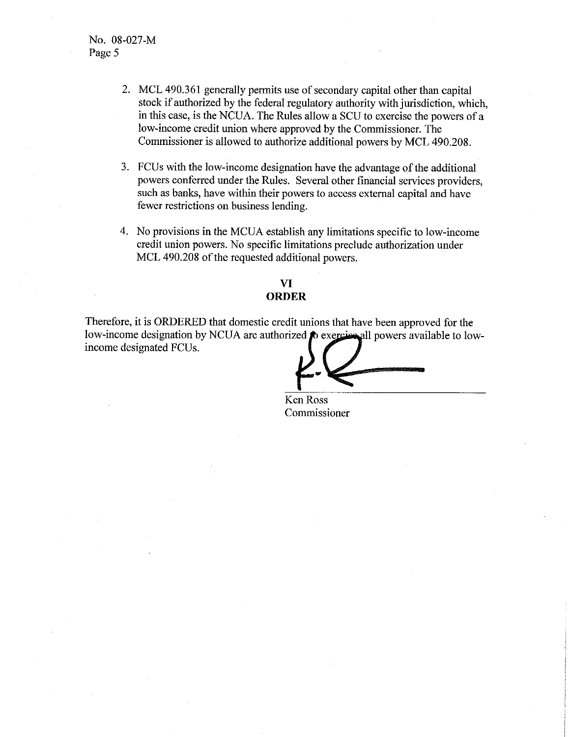2. MCL 490.361 generally permits use of secondary capital other than capital stock if authorized by the federal regulatory authority with jurisdiction, which, in this case, is the NCUA. The Rules allow a SCU to exercise the powers of a low-income credit union where approved by the Commissioner. The Commissioner is allowed to authorize additional powers by MCL 490.208.

3. FCUs with the low-income designation have the advantage of the additional powers conferred under the Rules. Several other financial services providers, such as banks, have within their powers to access external capital and have fewer restrictions on business lending.

4. No provisions in the MCUA establish any limitations specific to low-income credit union powers. No specific limitations preclude authorization under MCL 490.208 of the requested additional powers.

## VI
## ORDER

Therefore, it is ORDERED that domestic credit unions that have been approved for the low-income designation by NCUA are authorized to exercise all powers available to low-income designated FCUs.

Ken Ross
Commissioner